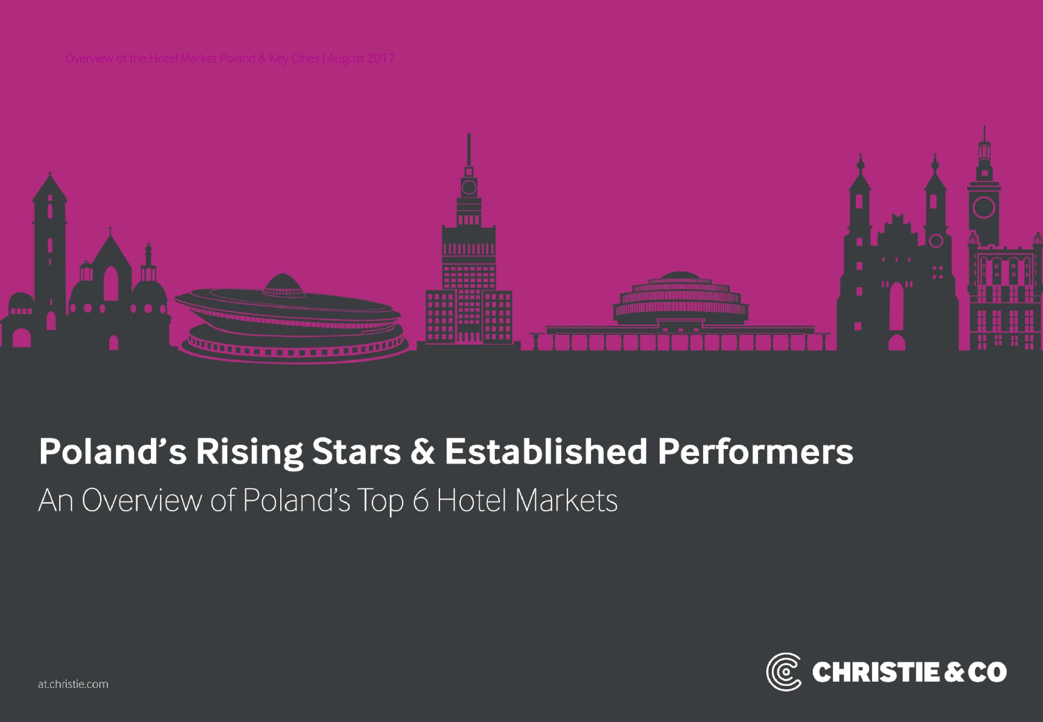Overview of the Hotel Market Poland & Key Cities | August 2017

# Poland's Rising Stars & Established Performers

## An Overview of Poland's Top 6 Hotel Markets

at.christie.com

CHRISTIE & CO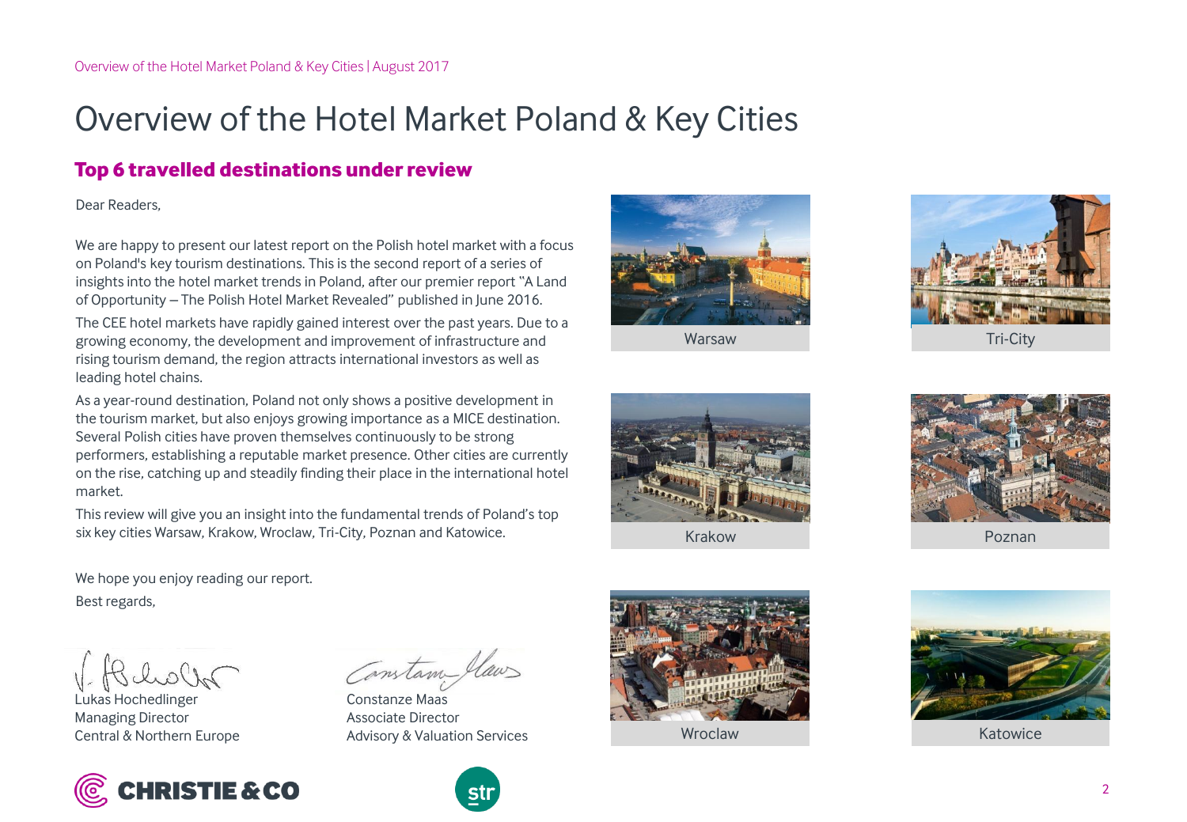# Overview of the Hotel Market Poland & Key Cities

## Top 6 travelled destinations under review

Dear Readers,

We are happy to present our latest report on the Polish hotel market with a focus on Poland's key tourism destinations. This is the second report of a series of insights into the hotel market trends in Poland, after our premier report "A Land of Opportunity – The Polish Hotel Market Revealed" published in June 2016.

The CEE hotel markets have rapidly gained interest over the past years. Due to a growing economy, the development and improvement of infrastructure and rising tourism demand, the region attracts international investors as well as leading hotel chains.

As a year-round destination, Poland not only shows a positive development in the tourism market, but also enjoys growing importance as a MICE destination. Several Polish cities have proven themselves continuously to be strong performers, establishing a reputable market presence. Other cities are currently on the rise, catching up and steadily finding their place in the international hotel market.

This review will give you an insight into the fundamental trends of Poland's top six key cities Warsaw, Krakow, Wroclaw, Tri-City, Poznan and Katowice.

We hope you enjoy reading our report.

Best regards,

Lukas Hochedlinger
Managing Director
Central & Northern Europe

Constanze Maas
Associate Director
Advisory & Valuation Services

Warsaw

Tri-City

Krakow

Poznan

Wroclaw

Katowice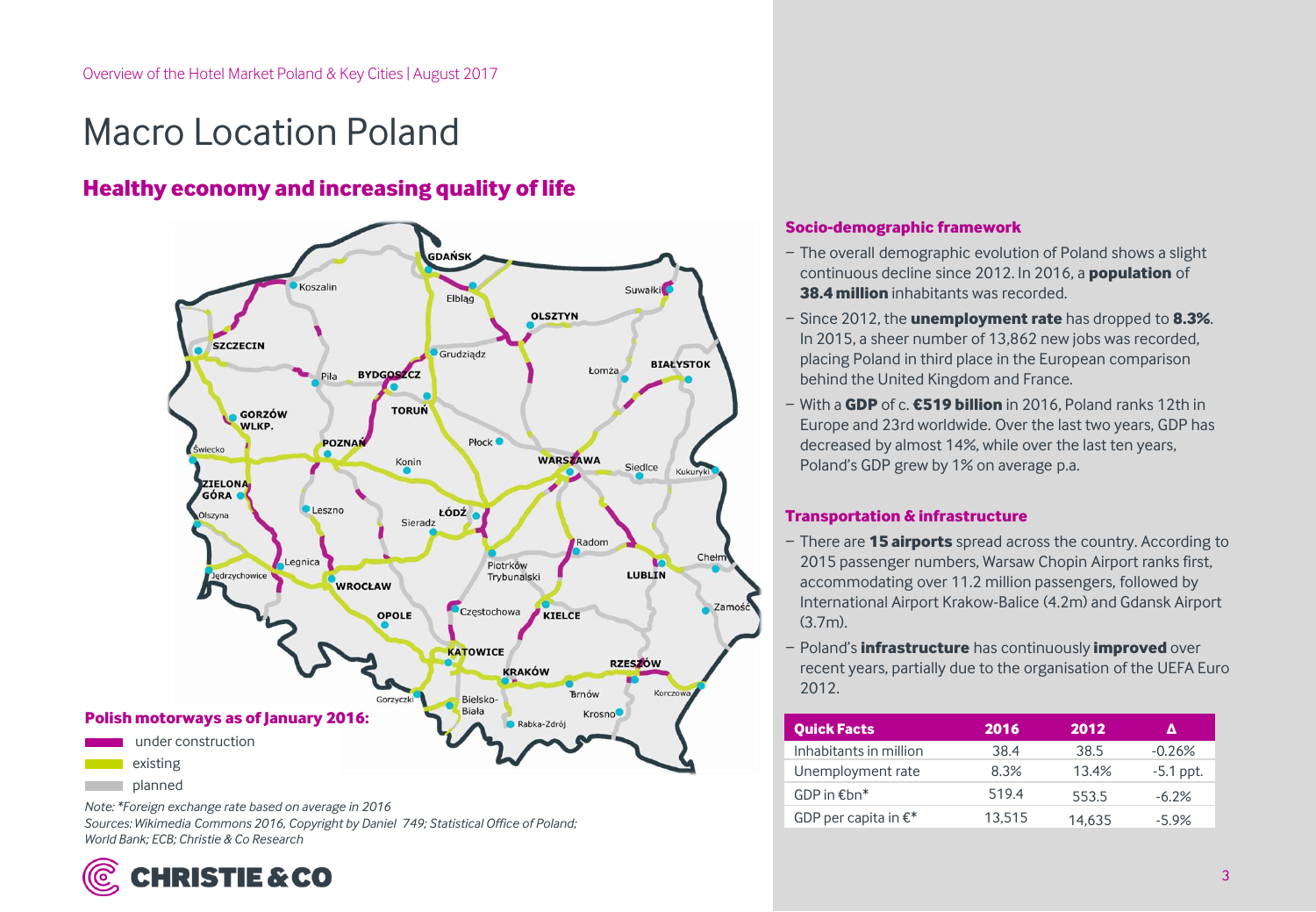# Macro Location Poland

## Healthy economy and increasing quality of life

**Polish motorways as of January 2016:**

- under construction
- existing
- planned

*Note: \*Foreign exchange rate based on average in 2016*
*Sources: Wikimedia Commons 2016, Copyright by Daniel 749; Statistical Office of Poland; World Bank; ECB; Christie & Co Research*

### Socio-demographic framework

- The overall demographic evolution of Poland shows a slight continuous decline since 2012. In 2016, a **population** of **38.4 million** inhabitants was recorded.
- Since 2012, the **unemployment rate** has dropped to **8.3%**. In 2015, a sheer number of 13,862 new jobs was recorded, placing Poland in third place in the European comparison behind the United Kingdom and France.
- With a **GDP** of c. **€519 billion** in 2016, Poland ranks 12th in Europe and 23rd worldwide. Over the last two years, GDP has decreased by almost 14%, while over the last ten years, Poland's GDP grew by 1% on average p.a.

### Transportation & infrastructure

- There are **15 airports** spread across the country. According to 2015 passenger numbers, Warsaw Chopin Airport ranks first, accommodating over 11.2 million passengers, followed by International Airport Krakow-Balice (4.2m) and Gdansk Airport (3.7m).
- Poland's **infrastructure** has continuously **improved** over recent years, partially due to the organisation of the UEFA Euro 2012.

| Quick Facts | 2016 | 2012 | Δ |
|---|---|---|---|
| Inhabitants in million | 38.4 | 38.5 | -0.26% |
| Unemployment rate | 8.3% | 13.4% | -5.1 ppt. |
| GDP in €bn* | 519.4 | 553.5 | -6.2% |
| GDP per capita in €* | 13,515 | 14,635 | -5.9% |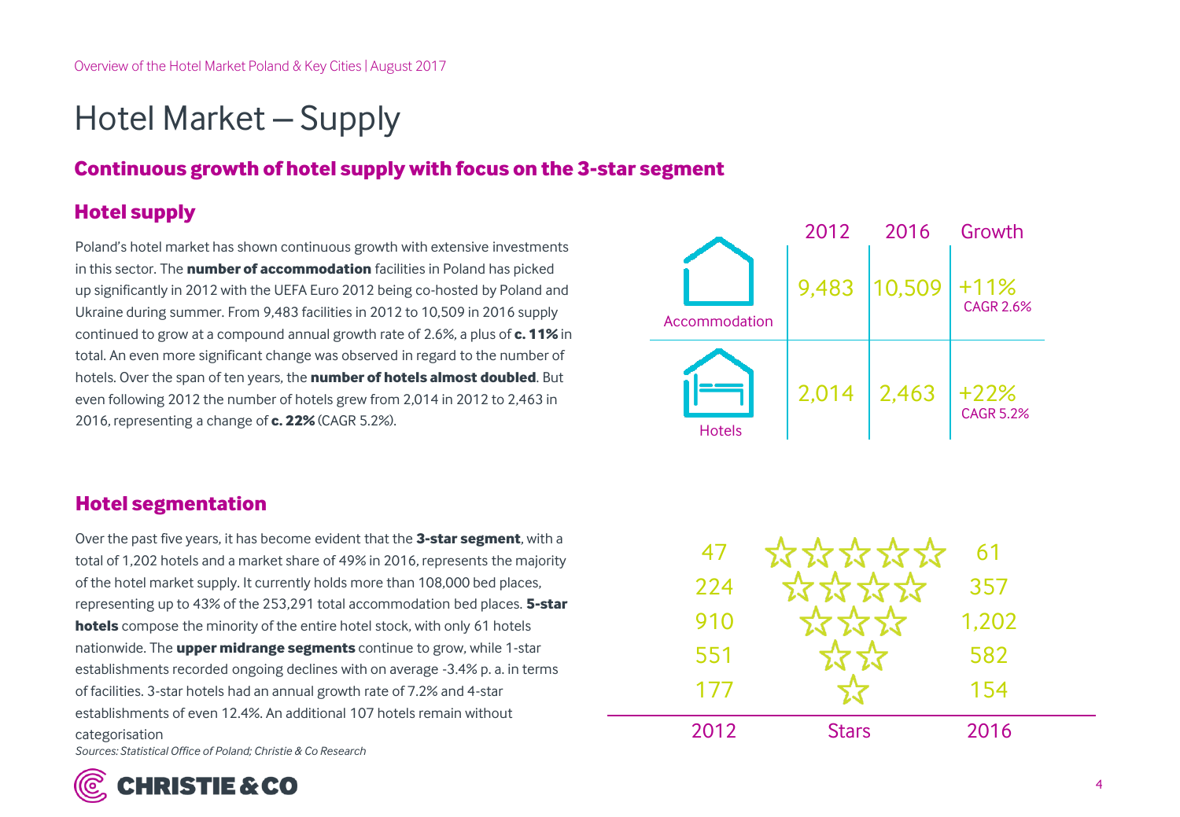# Hotel Market – Supply

## Continuous growth of hotel supply with focus on the 3-star segment

### Hotel supply

Poland's hotel market has shown continuous growth with extensive investments in this sector. The **number of accommodation** facilities in Poland has picked up significantly in 2012 with the UEFA Euro 2012 being co-hosted by Poland and Ukraine during summer. From 9,483 facilities in 2012 to 10,509 in 2016 supply continued to grow at a compound annual growth rate of 2.6%, a plus of **c. 11%** in total. An even more significant change was observed in regard to the number of hotels. Over the span of ten years, the **number of hotels almost doubled**. But even following 2012 the number of hotels grew from 2,014 in 2012 to 2,463 in 2016, representing a change of **c. 22%** (CAGR 5.2%).

| | 2012 | 2016 | Growth |
|---|---|---|---|
| Accommodation | 9,483 | 10,509 | +11% CAGR 2.6% |
| Hotels | 2,014 | 2,463 | +22% CAGR 5.2% |

### Hotel segmentation

Over the past five years, it has become evident that the **3-star segment**, with a total of 1,202 hotels and a market share of 49% in 2016, represents the majority of the hotel market supply. It currently holds more than 108,000 bed places, representing up to 43% of the 253,291 total accommodation bed places. **5-star hotels** compose the minority of the entire hotel stock, with only 61 hotels nationwide. The **upper midrange segments** continue to grow, while 1-star establishments recorded ongoing declines with on average -3.4% p. a. in terms of facilities. 3-star hotels had an annual growth rate of 7.2% and 4-star establishments of even 12.4%. An additional 107 hotels remain without categorisation

| 2012 | Stars | 2016 |
|---|---|---|
| 47 | ☆☆☆☆☆ | 61 |
| 224 | ☆☆☆☆ | 357 |
| 910 | ☆☆☆ | 1,202 |
| 551 | ☆☆ | 582 |
| 177 | ☆ | 154 |

*Sources: Statistical Office of Poland; Christie & Co Research*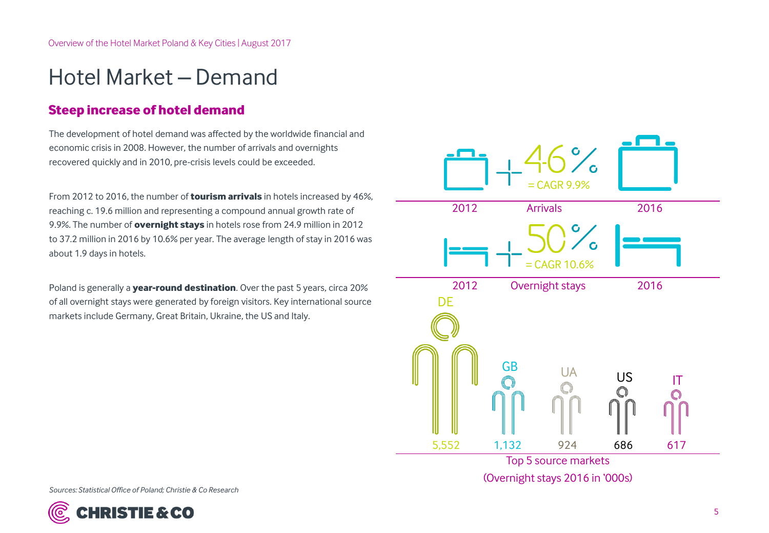# Hotel Market – Demand

## Steep increase of hotel demand

The development of hotel demand was affected by the worldwide financial and economic crisis in 2008. However, the number of arrivals and overnights recovered quickly and in 2010, pre-crisis levels could be exceeded.

From 2012 to 2016, the number of **tourism arrivals** in hotels increased by 46%, reaching c. 19.6 million and representing a compound annual growth rate of 9.9%. The number of **overnight stays** in hotels rose from 24.9 million in 2012 to 37.2 million in 2016 by 10.6% per year. The average length of stay in 2016 was about 1.9 days in hotels.

Poland is generally a **year-round destination**. Over the past 5 years, circa 20% of all overnight stays were generated by foreign visitors. Key international source markets include Germany, Great Britain, Ukraine, the US and Italy.

+46% = CAGR 9.9%

2012 | Arrivals | 2016

+50% = CAGR 10.6%

2012 | Overnight stays | 2016

| DE | GB | UA | US | IT |
|---|---|---|---|---|
| 5,552 | 1,132 | 924 | 686 | 617 |

Top 5 source markets (Overnight stays 2016 in '000s)

*Sources: Statistical Office of Poland; Christie & Co Research*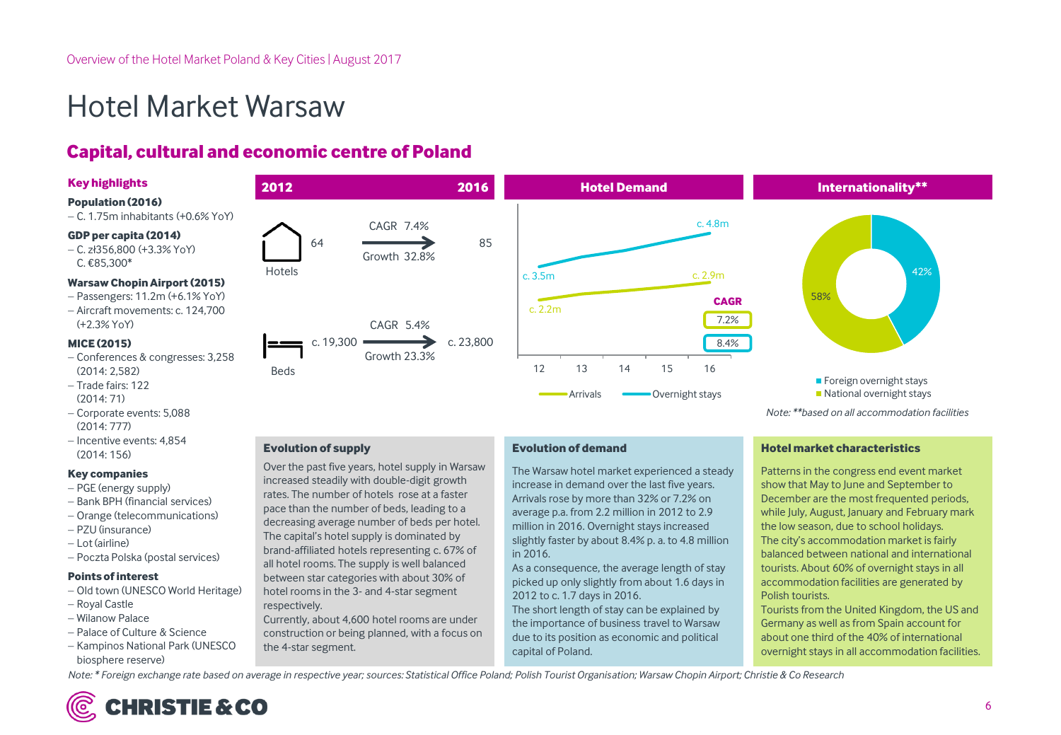# Hotel Market Warsaw

## Capital, cultural and economic centre of Poland

### Key highlights

**Population (2016)**
- C. 1.75m inhabitants (+0.6% YoY)

**GDP per capita (2014)**
- C. zł356,800 (+3.3% YoY)
  C. €85,300*

**Warsaw Chopin Airport (2015)**
- Passengers: 11.2m (+6.1% YoY)
- Aircraft movements: c. 124,700 (+2.3% YoY)

**MICE (2015)**
- Conferences & congresses: 3,258 (2014: 2,582)
- Trade fairs: 122 (2014: 71)
- Corporate events: 5,088 (2014: 777)
- Incentive events: 4,854 (2014: 156)

**Key companies**
- PGE (energy supply)
- Bank BPH (financial services)
- Orange (telecommunications)
- PZU (insurance)
- Lot (airline)
- Poczta Polska (postal services)

**Points of interest**
- Old town (UNESCO World Heritage)
- Royal Castle
- Wilanow Palace
- Palace of Culture & Science
- Kampinos National Park (UNESCO biosphere reserve)

### 2012 – 2016

| | 2012 | | 2016 |
|---|---|---|---|
| Hotels | 64 | CAGR 7.4% / Growth 32.8% | 85 |
| Beds | c. 19,300 | CAGR 5.4% / Growth 23.3% | c. 23,800 |

### Hotel Demand

| | 2012 | 2016 | CAGR |
|---|---|---|---|
| Arrivals | c. 2.2m | c. 2.9m | 7.2% |
| Overnight stays | c. 3.5m | c. 4.8m | 8.4% |

### Internationality**

- Foreign overnight stays: 42%
- National overnight stays: 58%

*Note: **based on all accommodation facilities*

### Evolution of supply

Over the past five years, hotel supply in Warsaw increased steadily with double-digit growth rates. The number of hotels rose at a faster pace than the number of beds, leading to a decreasing average number of beds per hotel. The capital's hotel supply is dominated by brand-affiliated hotels representing c. 67% of all hotel rooms. The supply is well balanced between star categories with about 30% of hotel rooms in the 3- and 4-star segment respectively.

Currently, about 4,600 hotel rooms are under construction or being planned, with a focus on the 4-star segment.

### Evolution of demand

The Warsaw hotel market experienced a steady increase in demand over the last five years. Arrivals rose by more than 32% or 7.2% on average p.a. from 2.2 million in 2012 to 2.9 million in 2016. Overnight stays increased slightly faster by about 8.4% p. a. to 4.8 million in 2016.

As a consequence, the average length of stay picked up only slightly from about 1.6 days in 2012 to c. 1.7 days in 2016.

The short length of stay can be explained by the importance of business travel to Warsaw due to its position as economic and political capital of Poland.

### Hotel market characteristics

Patterns in the congress end event market show that May to June and September to December are the most frequented periods, while July, August, January and February mark the low season, due to school holidays.

The city's accommodation market is fairly balanced between national and international tourists. About 60% of overnight stays in all accommodation facilities are generated by Polish tourists.

Tourists from the United Kingdom, the US and Germany as well as from Spain account for about one third of the 40% of international overnight stays in all accommodation facilities.

*Note: * Foreign exchange rate based on average in respective year; sources: Statistical Office Poland; Polish Tourist Organisation; Warsaw Chopin Airport; Christie & Co Research*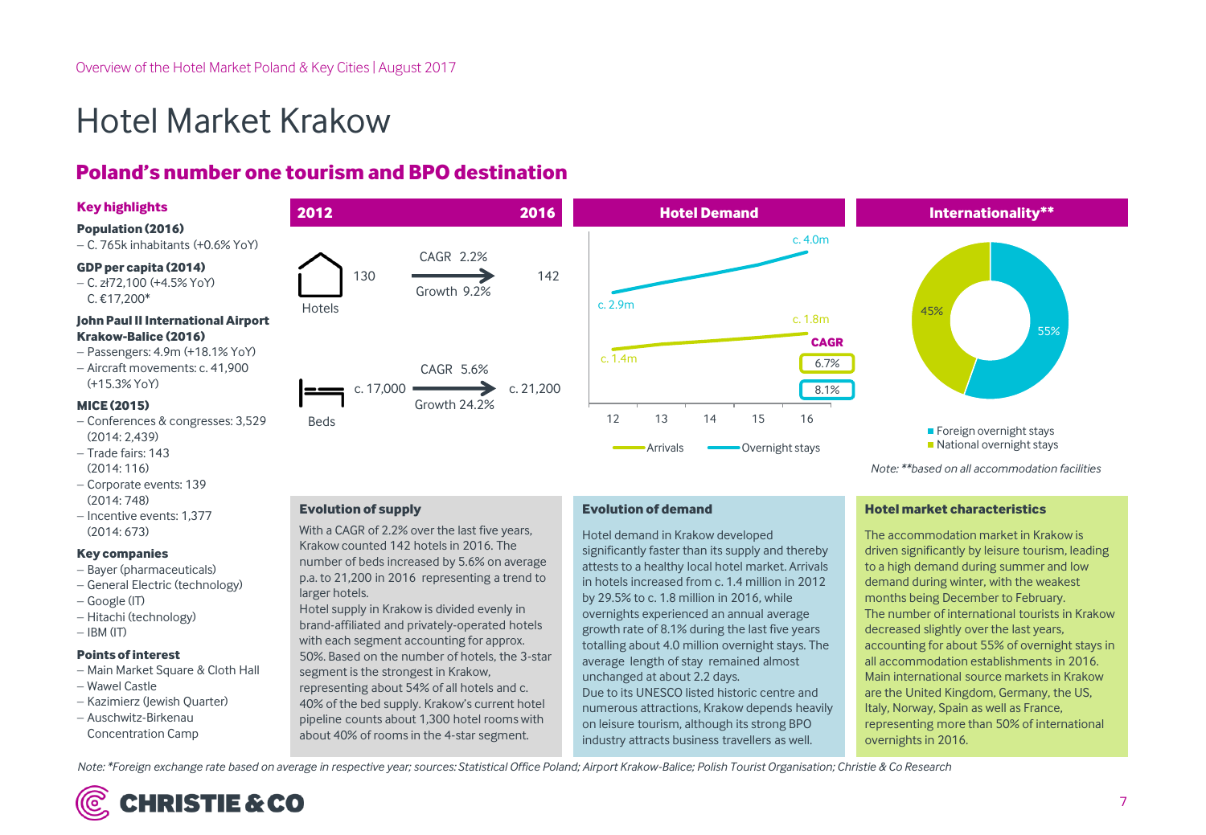# Hotel Market Krakow

## Poland's number one tourism and BPO destination

### Key highlights

**Population (2016)**
- C. 765k inhabitants (+0.6% YoY)

**GDP per capita (2014)**
- C. zł72,100 (+4.5% YoY)
  C. €17,200*

**John Paul II International Airport Krakow-Balice (2016)**
- Passengers: 4.9m (+18.1% YoY)
- Aircraft movements: c. 41,900 (+15.3% YoY)

**MICE (2015)**
- Conferences & congresses: 3,529 (2014: 2,439)
- Trade fairs: 143 (2014: 116)
- Corporate events: 139 (2014: 748)
- Incentive events: 1,377 (2014: 673)

**Key companies**
- Bayer (pharmaceuticals)
- General Electric (technology)
- Google (IT)
- Hitachi (technology)
- IBM (IT)

**Points of interest**
- Main Market Square & Cloth Hall
- Wawel Castle
- Kazimierz (Jewish Quarter)
- Auschwitz-Birkenau Concentration Camp

### 2012 – 2016

| | 2012 | | 2016 |
|---|---|---|---|
| Hotels | 130 | CAGR 2.2% / Growth 9.2% | 142 |
| Beds | c. 17,000 | CAGR 5.6% / Growth 24.2% | c. 21,200 |

### Hotel Demand

| | 12 | 16 | CAGR |
|---|---|---|---|
| Arrivals | c. 1.4m | c. 1.8m | 6.7% |
| Overnight stays | c. 2.9m | c. 4.0m | 8.1% |

### Internationality**

- Foreign overnight stays: 55%
- National overnight stays: 45%

Note: **based on all accommodation facilities

### Evolution of supply

With a CAGR of 2.2% over the last five years, Krakow counted 142 hotels in 2016. The number of beds increased by 5.6% on average p.a. to 21,200 in 2016 representing a trend to larger hotels.
Hotel supply in Krakow is divided evenly in brand-affiliated and privately-operated hotels with each segment accounting for approx. 50%. Based on the number of hotels, the 3-star segment is the strongest in Krakow, representing about 54% of all hotels and c. 40% of the bed supply. Krakow's current hotel pipeline counts about 1,300 hotel rooms with about 40% of rooms in the 4-star segment.

### Evolution of demand

Hotel demand in Krakow developed significantly faster than its supply and thereby attests to a healthy local hotel market. Arrivals in hotels increased from c. 1.4 million in 2012 by 29.5% to c. 1.8 million in 2016, while overnights experienced an annual average growth rate of 8.1% during the last five years totalling about 4.0 million overnight stays. The average length of stay remained almost unchanged at about 2.2 days.
Due to its UNESCO listed historic centre and numerous attractions, Krakow depends heavily on leisure tourism, although its strong BPO industry attracts business travellers as well.

### Hotel market characteristics

The accommodation market in Krakow is driven significantly by leisure tourism, leading to a high demand during summer and low demand during winter, with the weakest months being December to February.
The number of international tourists in Krakow decreased slightly over the last years, accounting for about 55% of overnight stays in all accommodation establishments in 2016.
Main international source markets in Krakow are the United Kingdom, Germany, the US, Italy, Norway, Spain as well as France, representing more than 50% of international overnights in 2016.

*Note: *Foreign exchange rate based on average in respective year; sources: Statistical Office Poland; Airport Krakow-Balice; Polish Tourist Organisation; Christie & Co Research*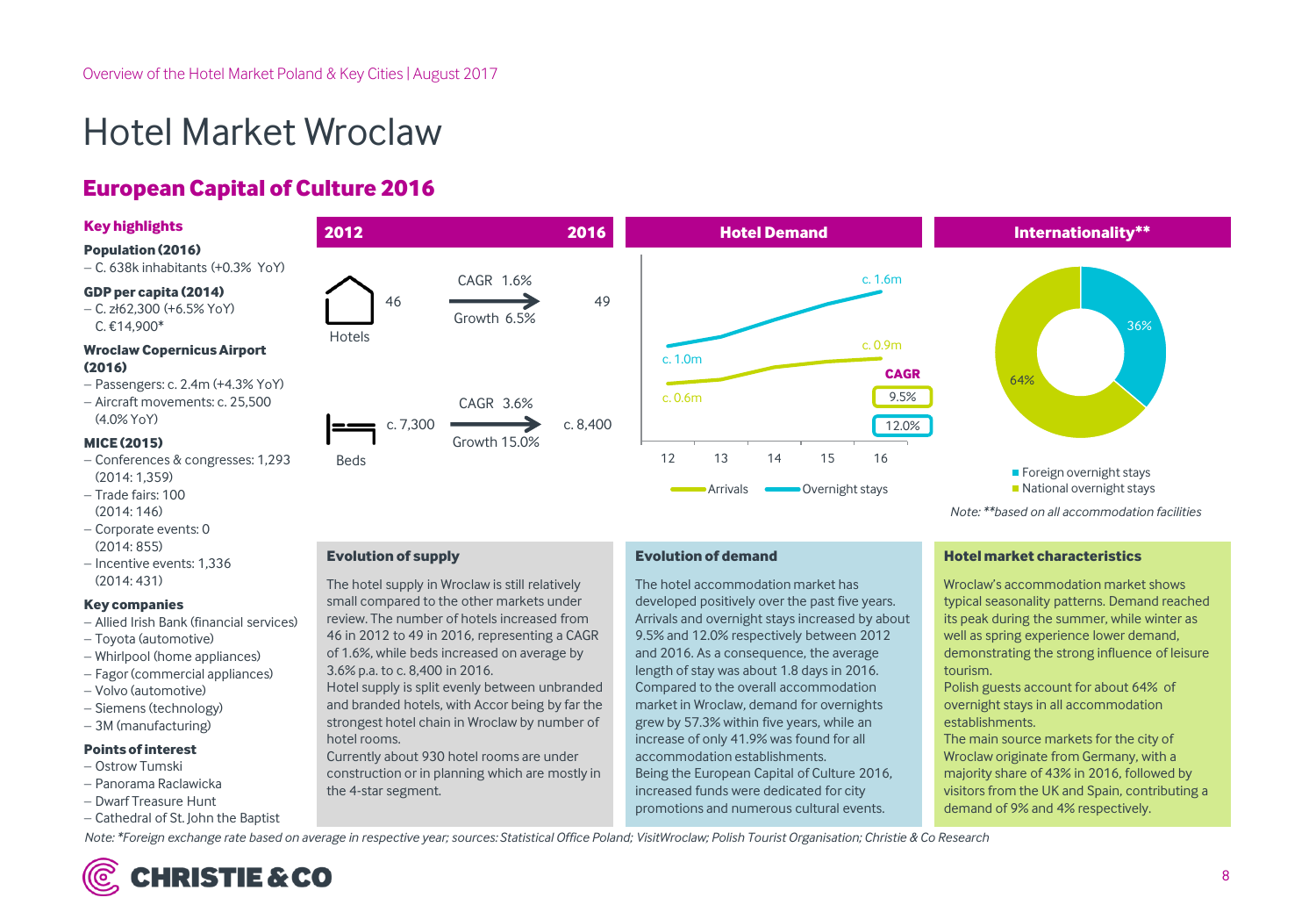# Hotel Market Wroclaw

## European Capital of Culture 2016

### Key highlights

**Population (2016)**
- C. 638k inhabitants (+0.3% YoY)

**GDP per capita (2014)**
- C. zł62,300 (+6.5% YoY)
  C. €14,900*

**Wroclaw Copernicus Airport (2016)**
- Passengers: c. 2.4m (+4.3% YoY)
- Aircraft movements: c. 25,500 (4.0% YoY)

**MICE (2015)**
- Conferences & congresses: 1,293 (2014: 1,359)
- Trade fairs: 100 (2014: 146)
- Corporate events: 0 (2014: 855)
- Incentive events: 1,336 (2014: 431)

**Key companies**
- Allied Irish Bank (financial services)
- Toyota (automotive)
- Whirlpool (home appliances)
- Fagor (commercial appliances)
- Volvo (automotive)
- Siemens (technology)
- 3M (manufacturing)

**Points of interest**
- Ostrow Tumski
- Panorama Raclawicka
- Dwarf Treasure Hunt
- Cathedral of St. John the Baptist

### 2012 – 2016

| | 2012 | | 2016 |
|---|---|---|---|
| Hotels | 46 | CAGR 1.6% / Growth 6.5% | 49 |
| Beds | c. 7,300 | CAGR 3.6% / Growth 15.0% | c. 8,400 |

### Hotel Demand

| | 12 | 16 | CAGR |
|---|---|---|---|
| Arrivals | c. 0.6m | c. 0.9m | 9.5% |
| Overnight stays | c. 1.0m | c. 1.6m | 12.0% |

### Internationality**

- Foreign overnight stays: 36%
- National overnight stays: 64%

*Note: **based on all accommodation facilities*

### Evolution of supply

The hotel supply in Wroclaw is still relatively small compared to the other markets under review. The number of hotels increased from 46 in 2012 to 49 in 2016, representing a CAGR of 1.6%, while beds increased on average by 3.6% p.a. to c. 8,400 in 2016.
Hotel supply is split evenly between unbranded and branded hotels, with Accor being by far the strongest hotel chain in Wroclaw by number of hotel rooms.
Currently about 930 hotel rooms are under construction or in planning which are mostly in the 4-star segment.

### Evolution of demand

The hotel accommodation market has developed positively over the past five years. Arrivals and overnight stays increased by about 9.5% and 12.0% respectively between 2012 and 2016. As a consequence, the average length of stay was about 1.8 days in 2016. Compared to the overall accommodation market in Wroclaw, demand for overnights grew by 57.3% within five years, while an increase of only 41.9% was found for all accommodation establishments.
Being the European Capital of Culture 2016, increased funds were dedicated for city promotions and numerous cultural events.

### Hotel market characteristics

Wroclaw's accommodation market shows typical seasonality patterns. Demand reached its peak during the summer, while winter as well as spring experience lower demand, demonstrating the strong influence of leisure tourism.
Polish guests account for about 64% of overnight stays in all accommodation establishments.
The main source markets for the city of Wroclaw originate from Germany, with a majority share of 43% in 2016, followed by visitors from the UK and Spain, contributing a demand of 9% and 4% respectively.

*Note: *Foreign exchange rate based on average in respective year; sources: Statistical Office Poland; VisitWroclaw; Polish Tourist Organisation; Christie & Co Research*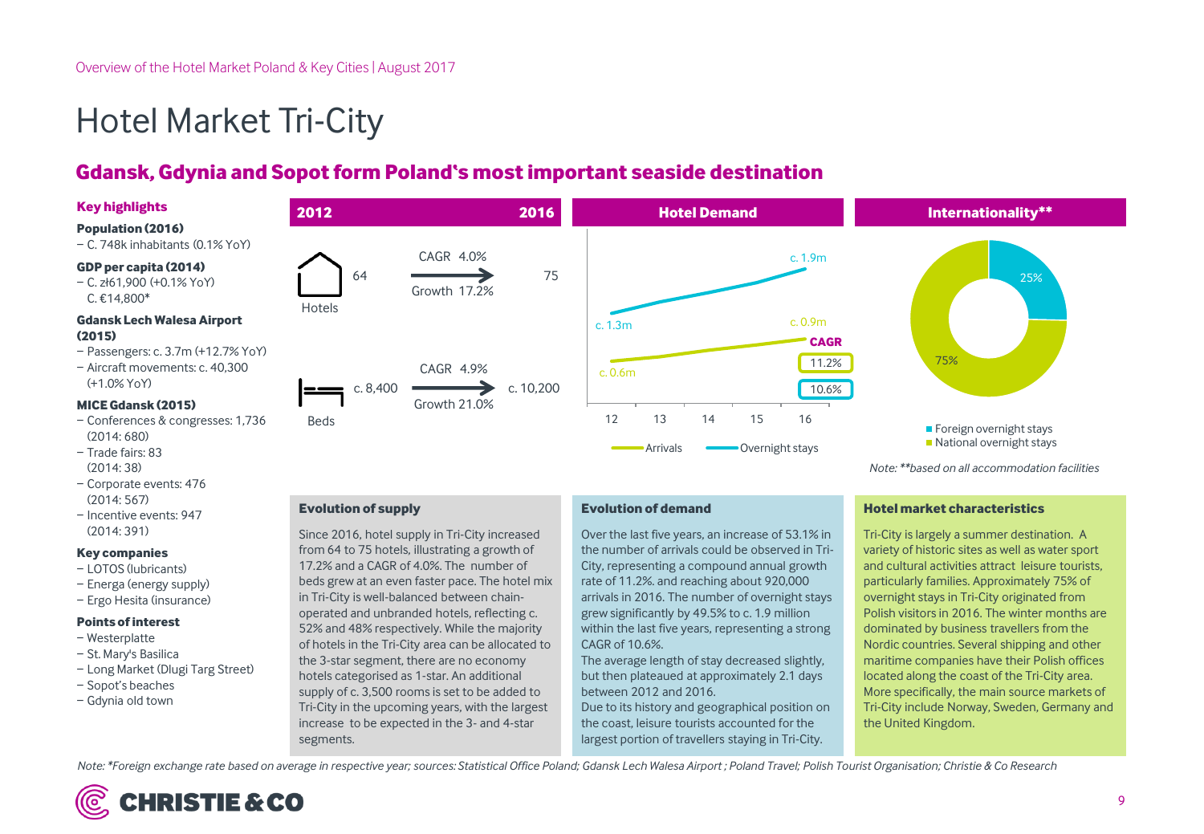# Hotel Market Tri-City

## Gdansk, Gdynia and Sopot form Poland's most important seaside destination

### Key highlights

**Population (2016)**
- C. 748k inhabitants (0.1% YoY)

**GDP per capita (2014)**
- C. zł61,900 (+0.1% YoY)
  C. €14,800*

**Gdansk Lech Walesa Airport (2015)**
- Passengers: c. 3.7m (+12.7% YoY)
- Aircraft movements: c. 40,300 (+1.0% YoY)

**MICE Gdansk (2015)**
- Conferences & congresses: 1,736 (2014: 680)
- Trade fairs: 83 (2014: 38)
- Corporate events: 476 (2014: 567)
- Incentive events: 947 (2014: 391)

**Key companies**
- LOTOS (lubricants)
- Energa (energy supply)
- Ergo Hesita (insurance)

**Points of interest**
- Westerplatte
- St. Mary's Basilica
- Long Market (Dlugi Targ Street)
- Sopot's beaches
- Gdynia old town

### 2012 – 2016

| | 2012 | | 2016 |
|---|---|---|---|
| Hotels | 64 | CAGR 4.0% / Growth 17.2% | 75 |
| Beds | c. 8,400 | CAGR 4.9% / Growth 21.0% | c. 10,200 |

### Hotel Demand

| | 12 | 16 | CAGR |
|---|---|---|---|
| Arrivals | c. 0.6m | c. 0.9m | 11.2% |
| Overnight stays | c. 1.3m | c. 1.9m | 10.6% |

### Internationality**

- Foreign overnight stays: 25%
- National overnight stays: 75%

*Note: **based on all accommodation facilities*

### Evolution of supply

Since 2016, hotel supply in Tri-City increased from 64 to 75 hotels, illustrating a growth of 17.2% and a CAGR of 4.0%. The number of beds grew at an even faster pace. The hotel mix in Tri-City is well-balanced between chain-operated and unbranded hotels, reflecting c. 52% and 48% respectively. While the majority of hotels in the Tri-City area can be allocated to the 3-star segment, there are no economy hotels categorised as 1-star. An additional supply of c. 3,500 rooms is set to be added to Tri-City in the upcoming years, with the largest increase to be expected in the 3- and 4-star segments.

### Evolution of demand

Over the last five years, an increase of 53.1% in the number of arrivals could be observed in Tri-City, representing a compound annual growth rate of 11.2%. and reaching about 920,000 arrivals in 2016. The number of overnight stays grew significantly by 49.5% to c. 1.9 million within the last five years, representing a strong CAGR of 10.6%.
The average length of stay decreased slightly, but then plateaued at approximately 2.1 days between 2012 and 2016.
Due to its history and geographical position on the coast, leisure tourists accounted for the largest portion of travellers staying in Tri-City.

### Hotel market characteristics

Tri-City is largely a summer destination. A variety of historic sites as well as water sport and cultural activities attract leisure tourists, particularly families. Approximately 75% of overnight stays in Tri-City originated from Polish visitors in 2016. The winter months are dominated by business travellers from the Nordic countries. Several shipping and other maritime companies have their Polish offices located along the coast of the Tri-City area. More specifically, the main source markets of Tri-City include Norway, Sweden, Germany and the United Kingdom.

*Note: *Foreign exchange rate based on average in respective year; sources: Statistical Office Poland; Gdansk Lech Walesa Airport ; Poland Travel; Polish Tourist Organisation; Christie & Co Research*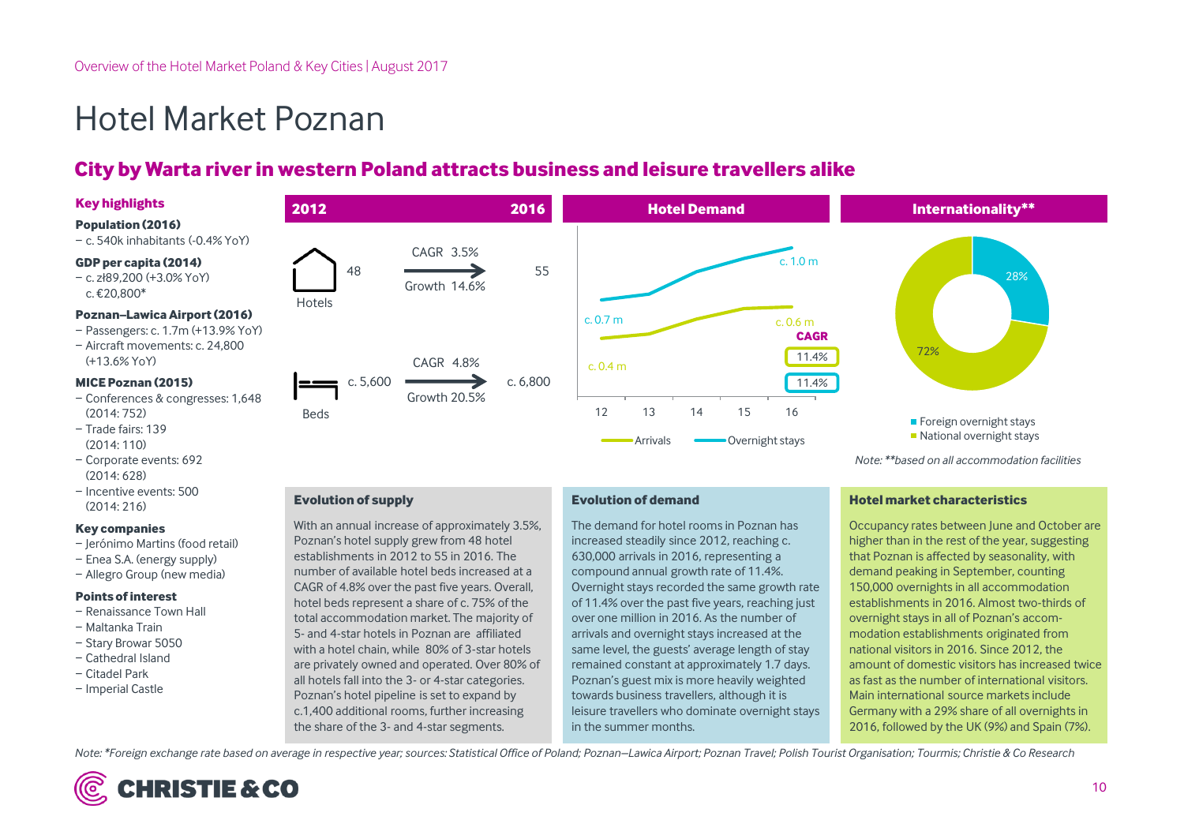# Hotel Market Poznan

## City by Warta river in western Poland attracts business and leisure travellers alike

### Key highlights

**Population (2016)**
- c. 540k inhabitants (-0.4% YoY)

**GDP per capita (2014)**
- c. zł89,200 (+3.0% YoY) c. €20,800*

**Poznan–Lawica Airport (2016)**
- Passengers: c. 1.7m (+13.9% YoY)
- Aircraft movements: c. 24,800 (+13.6% YoY)

**MICE Poznan (2015)**
- Conferences & congresses: 1,648 (2014: 752)
- Trade fairs: 139 (2014: 110)
- Corporate events: 692 (2014: 628)
- Incentive events: 500 (2014: 216)

**Key companies**
- Jerónimo Martins (food retail)
- Enea S.A. (energy supply)
- Allegro Group (new media)

**Points of interest**
- Renaissance Town Hall
- Maltanka Train
- Stary Browar 5050
- Cathedral Island
- Citadel Park
- Imperial Castle

### 2012 – 2016

| | 2012 | | 2016 |
|---|---|---|---|
| Hotels | 48 | CAGR 3.5% / Growth 14.6% | 55 |
| Beds | c. 5,600 | CAGR 4.8% / Growth 20.5% | c. 6,800 |

### Hotel Demand

| | 2012 | 2016 | CAGR |
|---|---|---|---|
| Arrivals | c. 0.4 m | c. 0.6 m | 11.4% |
| Overnight stays | c. 0.7 m | c. 1.0 m | 11.4% |

### Internationality**

- Foreign overnight stays: 28%
- National overnight stays: 72%

*Note: **based on all accommodation facilities*

### Evolution of supply

With an annual increase of approximately 3.5%, Poznan's hotel supply grew from 48 hotel establishments in 2012 to 55 in 2016. The number of available hotel beds increased at a CAGR of 4.8% over the past five years. Overall, hotel beds represent a share of c. 75% of the total accommodation market. The majority of 5- and 4-star hotels in Poznan are affiliated with a hotel chain, while 80% of 3-star hotels are privately owned and operated. Over 80% of all hotels fall into the 3- or 4-star categories. Poznan's hotel pipeline is set to expand by c.1,400 additional rooms, further increasing the share of the 3- and 4-star segments.

### Evolution of demand

The demand for hotel rooms in Poznan has increased steadily since 2012, reaching c. 630,000 arrivals in 2016, representing a compound annual growth rate of 11.4%. Overnight stays recorded the same growth rate of 11.4% over the past five years, reaching just over one million in 2016. As the number of arrivals and overnight stays increased at the same level, the guests' average length of stay remained constant at approximately 1.7 days. Poznan's guest mix is more heavily weighted towards business travellers, although it is leisure travellers who dominate overnight stays in the summer months.

### Hotel market characteristics

Occupancy rates between June and October are higher than in the rest of the year, suggesting that Poznan is affected by seasonality, with demand peaking in September, counting 150,000 overnights in all accommodation establishments in 2016. Almost two-thirds of overnight stays in all of Poznan's accommodation establishments originated from national visitors in 2016. Since 2012, the amount of domestic visitors has increased twice as fast as the number of international visitors. Main international source markets include Germany with a 29% share of all overnights in 2016, followed by the UK (9%) and Spain (7%).

*Note: *Foreign exchange rate based on average in respective year; sources: Statistical Office of Poland; Poznan–Lawica Airport; Poznan Travel; Polish Tourist Organisation; Tourmis; Christie & Co Research*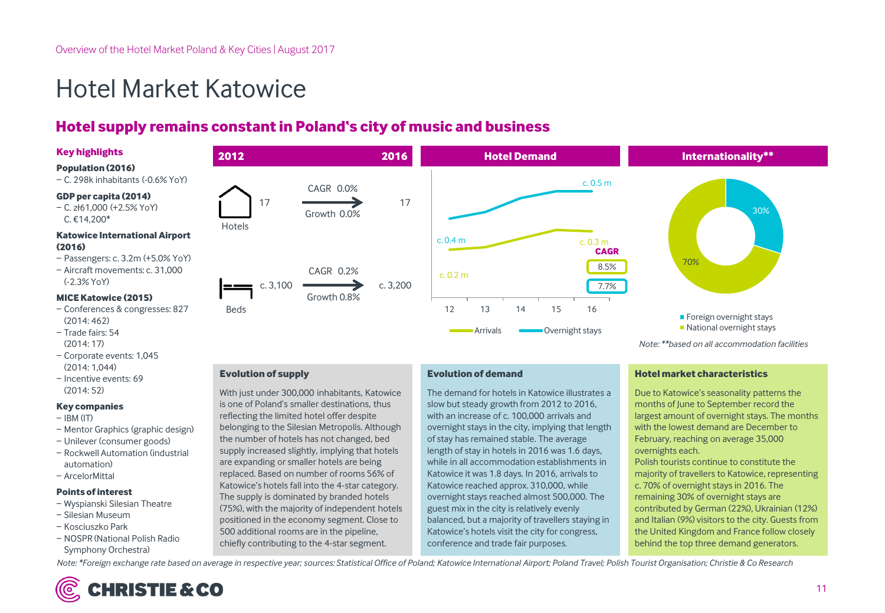# Hotel Market Katowice

## Hotel supply remains constant in Poland's city of music and business

### Key highlights

**Population (2016)**
- C. 298k inhabitants (-0.6% YoY)

**GDP per capita (2014)**
- C. zł61,000 (+2.5% YoY)
  C. €14,200*

**Katowice International Airport (2016)**
- Passengers: c. 3.2m (+5.0% YoY)
- Aircraft movements: c. 31,000 (-2.3% YoY)

**MICE Katowice (2015)**
- Conferences & congresses: 827 (2014: 462)
- Trade fairs: 54 (2014: 17)
- Corporate events: 1,045 (2014: 1,044)
- Incentive events: 69 (2014: 52)

**Key companies**
- IBM (IT)
- Mentor Graphics (graphic design)
- Unilever (consumer goods)
- Rockwell Automation (industrial automation)
- ArcelorMittal

**Points of interest**
- Wyspianski Silesian Theatre
- Silesian Museum
- Kosciuszko Park
- NOSPR (National Polish Radio Symphony Orchestra)

### 2012 – 2016

| | 2012 | | 2016 |
|---|---|---|---|
| Hotels | 17 | CAGR 0.0% / Growth 0.0% | 17 |
| Beds | c. 3,100 | CAGR 0.2% / Growth 0.8% | c. 3,200 |

### Hotel Demand

| | 12 | 16 | CAGR |
|---|---|---|---|
| Arrivals | c. 0.2 m | c. 0.3 m | 8.5% |
| Overnight stays | c. 0.4 m | c. 0.5 m | 7.7% |

### Internationality**

- Foreign overnight stays: 30%
- National overnight stays: 70%

*Note: **based on all accommodation facilities*

### Evolution of supply

With just under 300,000 inhabitants, Katowice is one of Poland's smaller destinations, thus reflecting the limited hotel offer despite belonging to the Silesian Metropolis. Although the number of hotels has not changed, bed supply increased slightly, implying that hotels are expanding or smaller hotels are being replaced. Based on number of rooms 56% of Katowice's hotels fall into the 4-star category. The supply is dominated by branded hotels (75%), with the majority of independent hotels positioned in the economy segment. Close to 500 additional rooms are in the pipeline, chiefly contributing to the 4-star segment.

### Evolution of demand

The demand for hotels in Katowice illustrates a slow but steady growth from 2012 to 2016, with an increase of c. 100,000 arrivals and overnight stays in the city, implying that length of stay has remained stable. The average length of stay in hotels in 2016 was 1.6 days, while in all accommodation establishments in Katowice it was 1.8 days. In 2016, arrivals to Katowice reached approx. 310,000, while overnight stays reached almost 500,000. The guest mix in the city is relatively evenly balanced, but a majority of travellers staying in Katowice's hotels visit the city for congress, conference and trade fair purposes.

### Hotel market characteristics

Due to Katowice's seasonality patterns the months of June to September record the largest amount of overnight stays. The months with the lowest demand are December to February, reaching on average 35,000 overnights each.
Polish tourists continue to constitute the majority of travellers to Katowice, representing c. 70% of overnight stays in 2016. The remaining 30% of overnight stays are contributed by German (22%), Ukrainian (12%) and Italian (9%) visitors to the city. Guests from the United Kingdom and France follow closely behind the top three demand generators.

*Note: *Foreign exchange rate based on average in respective year; sources: Statistical Office of Poland; Katowice International Airport; Poland Travel; Polish Tourist Organisation; Christie & Co Research*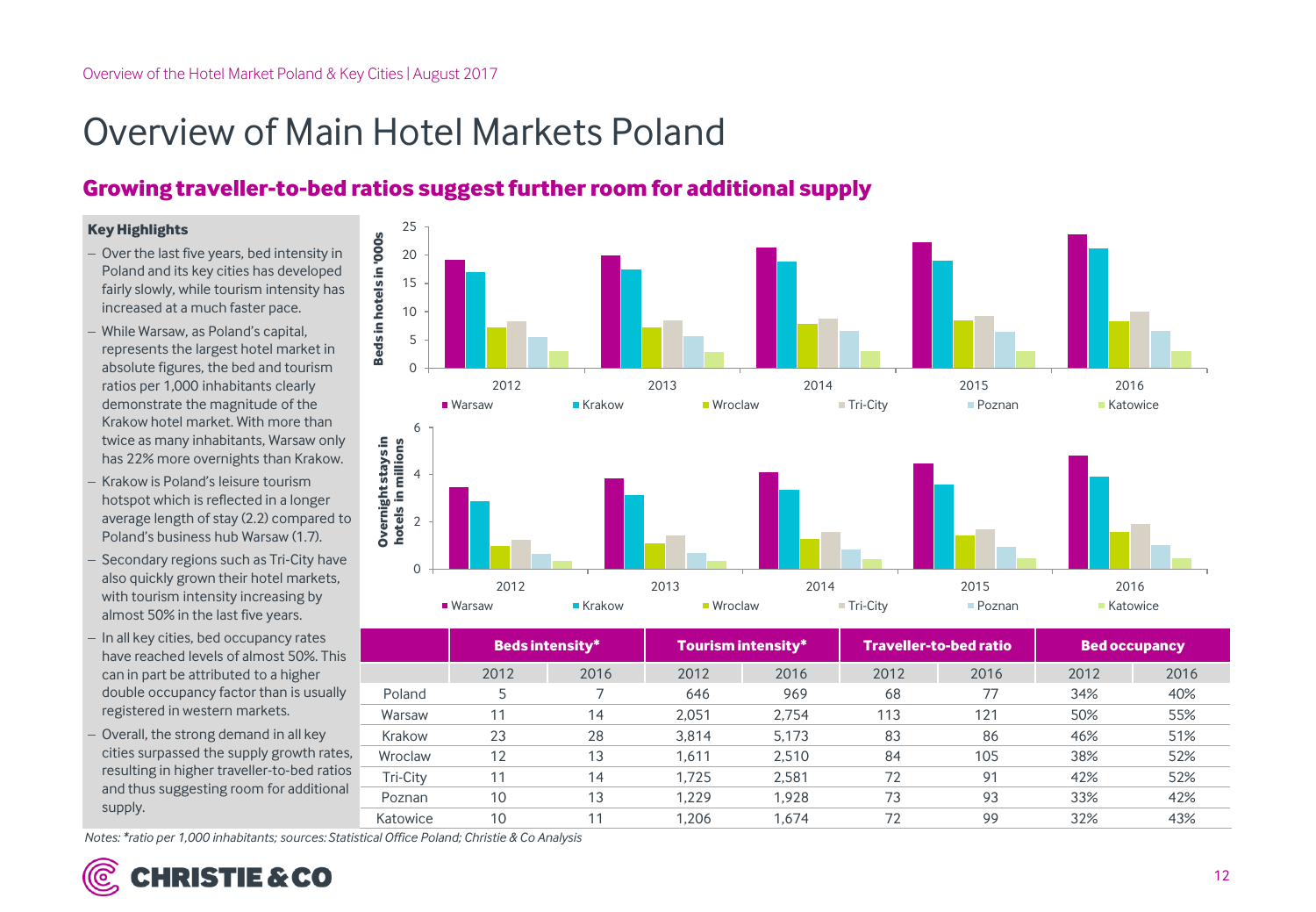# Overview of Main Hotel Markets Poland

## Growing traveller-to-bed ratios suggest further room for additional supply

**Key Highlights**

- Over the last five years, bed intensity in Poland and its key cities has developed fairly slowly, while tourism intensity has increased at a much faster pace.
- While Warsaw, as Poland's capital, represents the largest hotel market in absolute figures, the bed and tourism ratios per 1,000 inhabitants clearly demonstrate the magnitude of the Krakow hotel market. With more than twice as many inhabitants, Warsaw only has 22% more overnights than Krakow.
- Krakow is Poland's leisure tourism hotspot which is reflected in a longer average length of stay (2.2) compared to Poland's business hub Warsaw (1.7).
- Secondary regions such as Tri-City have also quickly grown their hotel markets, with tourism intensity increasing by almost 50% in the last five years.
- In all key cities, bed occupancy rates have reached levels of almost 50%. This can in part be attributed to a higher double occupancy factor than is usually registered in western markets.
- Overall, the strong demand in all key cities surpassed the supply growth rates, resulting in higher traveller-to-bed ratios and thus suggesting room for additional supply.

| | Beds intensity* | | Tourism intensity* | | Traveller-to-bed ratio | | Bed occupancy | |
|---|---|---|---|---|---|---|---|---|
| | 2012 | 2016 | 2012 | 2016 | 2012 | 2016 | 2012 | 2016 |
| Poland | 5 | 7 | 646 | 969 | 68 | 77 | 34% | 40% |
| Warsaw | 11 | 14 | 2,051 | 2,754 | 113 | 121 | 50% | 55% |
| Krakow | 23 | 28 | 3,814 | 5,173 | 83 | 86 | 46% | 51% |
| Wroclaw | 12 | 13 | 1,611 | 2,510 | 84 | 105 | 38% | 52% |
| Tri-City | 11 | 14 | 1,725 | 2,581 | 72 | 91 | 42% | 52% |
| Poznan | 10 | 13 | 1,229 | 1,928 | 73 | 93 | 33% | 42% |
| Katowice | 10 | 11 | 1,206 | 1,674 | 72 | 99 | 32% | 43% |

*Notes: *ratio per 1,000 inhabitants; sources: Statistical Office Poland; Christie & Co Analysis*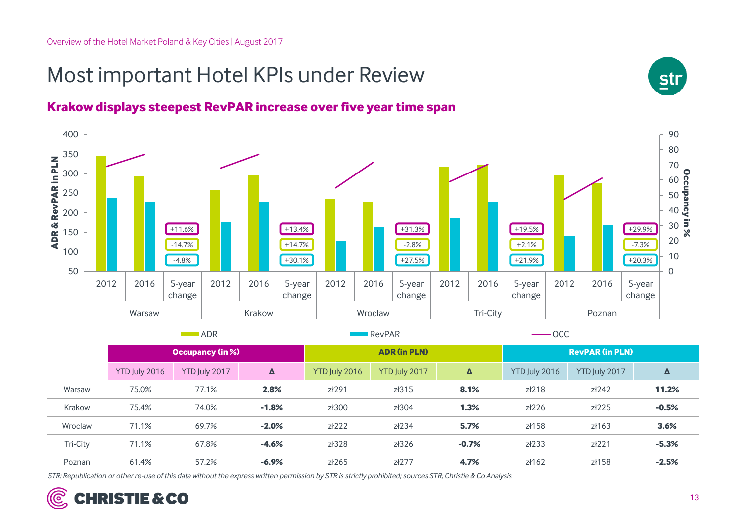# Most important Hotel KPIs under Review

## Krakow displays steepest RevPAR increase over five year time span

| | Occupancy (in %) | | | ADR (in PLN) | | | RevPAR (in PLN) | | |
|---|---|---|---|---|---|---|---|---|---|
| | YTD July 2016 | YTD July 2017 | Δ | YTD July 2016 | YTD July 2017 | Δ | YTD July 2016 | YTD July 2017 | Δ |
| Warsaw | 75.0% | 77.1% | **2.8%** | zł291 | zł315 | **8.1%** | zł218 | zł242 | **11.2%** |
| Krakow | 75.4% | 74.0% | **-1.8%** | zł300 | zł304 | **1.3%** | zł226 | zł225 | **-0.5%** |
| Wroclaw | 71.1% | 69.7% | **-2.0%** | zł222 | zł234 | **5.7%** | zł158 | zł163 | **3.6%** |
| Tri-City | 71.1% | 67.8% | **-4.6%** | zł328 | zł326 | **-0.7%** | zł233 | zł221 | **-5.3%** |
| Poznan | 61.4% | 57.2% | **-6.9%** | zł265 | zł277 | **4.7%** | zł162 | zł158 | **-2.5%** |

*STR: Republication or other re-use of this data without the express written permission by STR is strictly prohibited; sources STR; Christie & Co Analysis*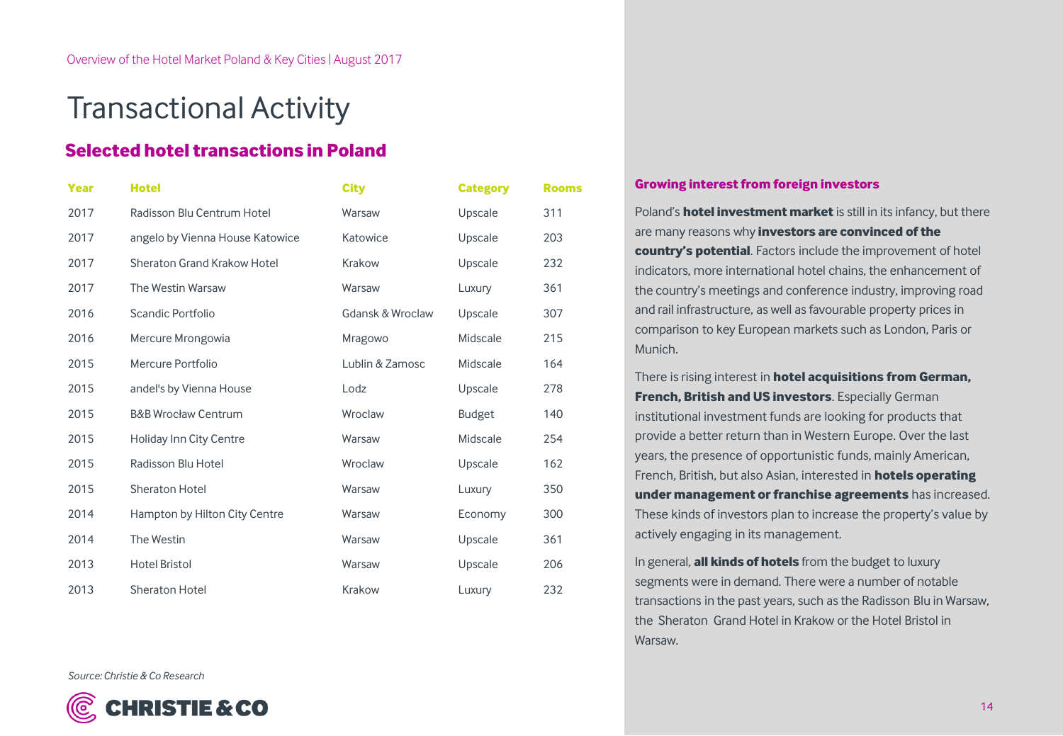# Transactional Activity

## Selected hotel transactions in Poland

| Year | Hotel | City | Category | Rooms |
|---|---|---|---|---|
| 2017 | Radisson Blu Centrum Hotel | Warsaw | Upscale | 311 |
| 2017 | angelo by Vienna House Katowice | Katowice | Upscale | 203 |
| 2017 | Sheraton Grand Krakow Hotel | Krakow | Upscale | 232 |
| 2017 | The Westin Warsaw | Warsaw | Luxury | 361 |
| 2016 | Scandic Portfolio | Gdansk & Wroclaw | Upscale | 307 |
| 2016 | Mercure Mrongowia | Mragowo | Midscale | 215 |
| 2015 | Mercure Portfolio | Lublin & Zamosc | Midscale | 164 |
| 2015 | andel's by Vienna House | Lodz | Upscale | 278 |
| 2015 | B&B Wrocław Centrum | Wroclaw | Budget | 140 |
| 2015 | Holiday Inn City Centre | Warsaw | Midscale | 254 |
| 2015 | Radisson Blu Hotel | Wroclaw | Upscale | 162 |
| 2015 | Sheraton Hotel | Warsaw | Luxury | 350 |
| 2014 | Hampton by Hilton City Centre | Warsaw | Economy | 300 |
| 2014 | The Westin | Warsaw | Upscale | 361 |
| 2013 | Hotel Bristol | Warsaw | Upscale | 206 |
| 2013 | Sheraton Hotel | Krakow | Luxury | 232 |

*Source: Christie & Co Research*

### Growing interest from foreign investors

Poland's **hotel investment market** is still in its infancy, but there are many reasons why **investors are convinced of the country's potential**. Factors include the improvement of hotel indicators, more international hotel chains, the enhancement of the country's meetings and conference industry, improving road and rail infrastructure, as well as favourable property prices in comparison to key European markets such as London, Paris or Munich.

There is rising interest in **hotel acquisitions from German, French, British and US investors**. Especially German institutional investment funds are looking for products that provide a better return than in Western Europe. Over the last years, the presence of opportunistic funds, mainly American, French, British, but also Asian, interested in **hotels operating under management or franchise agreements** has increased. These kinds of investors plan to increase the property's value by actively engaging in its management.

In general, **all kinds of hotels** from the budget to luxury segments were in demand. There were a number of notable transactions in the past years, such as the Radisson Blu in Warsaw, the Sheraton Grand Hotel in Krakow or the Hotel Bristol in Warsaw.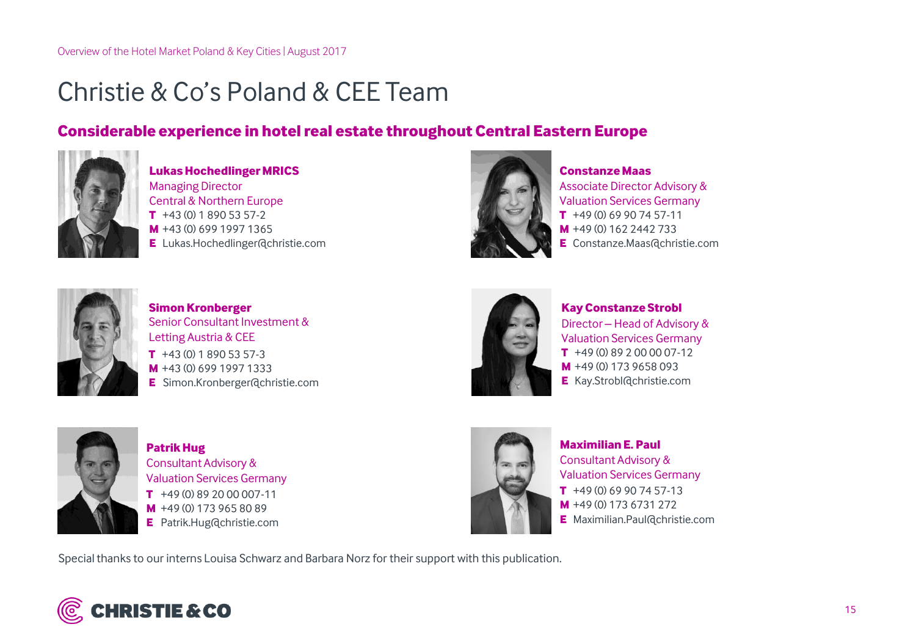# Christie & Co's Poland & CEE Team

## Considerable experience in hotel real estate throughout Central Eastern Europe

**Lukas Hochedlinger MRICS**
Managing Director
Central & Northern Europe
**T** +43 (0) 1 890 53 57-2
**M** +43 (0) 699 1997 1365
**E** Lukas.Hochedlinger@christie.com

**Constanze Maas**
Associate Director Advisory &
Valuation Services Germany
**T** +49 (0) 69 90 74 57-11
**M** +49 (0) 162 2442 733
**E** Constanze.Maas@christie.com

**Simon Kronberger**
Senior Consultant Investment &
Letting Austria & CEE
**T** +43 (0) 1 890 53 57-3
**M** +43 (0) 699 1997 1333
**E** Simon.Kronberger@christie.com

**Kay Constanze Strobl**
Director – Head of Advisory &
Valuation Services Germany
**T** +49 (0) 89 2 00 00 07-12
**M** +49 (0) 173 9658 093
**E** Kay.Strobl@christie.com

**Patrik Hug**
Consultant Advisory &
Valuation Services Germany
**T** +49 (0) 89 20 00 007-11
**M** +49 (0) 173 965 80 89
**E** Patrik.Hug@christie.com

**Maximilian E. Paul**
Consultant Advisory &
Valuation Services Germany
**T** +49 (0) 69 90 74 57-13
**M** +49 (0) 173 6731 272
**E** Maximilian.Paul@christie.com

Special thanks to our interns Louisa Schwarz and Barbara Norz for their support with this publication.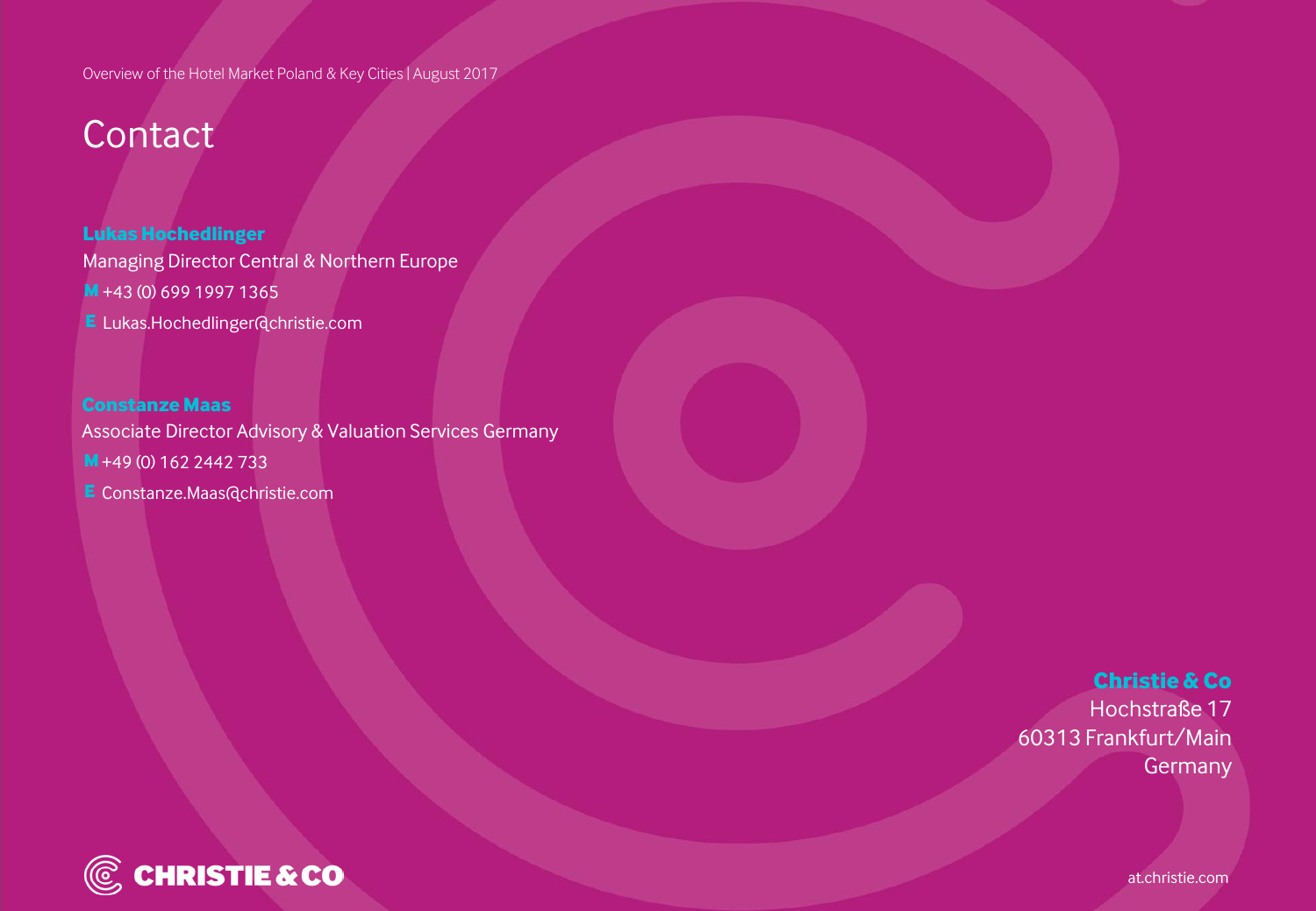# Contact

**Lukas Hochedlinger**
Managing Director Central & Northern Europe
M +43 (0) 699 1997 1365
E Lukas.Hochedlinger@christie.com

**Constanze Maas**
Associate Director Advisory & Valuation Services Germany
M +49 (0) 162 2442 733
E Constanze.Maas@christie.com

**Christie & Co**
Hochstraße 17
60313 Frankfurt/Main
Germany

CHRISTIE & CO

at.christie.com